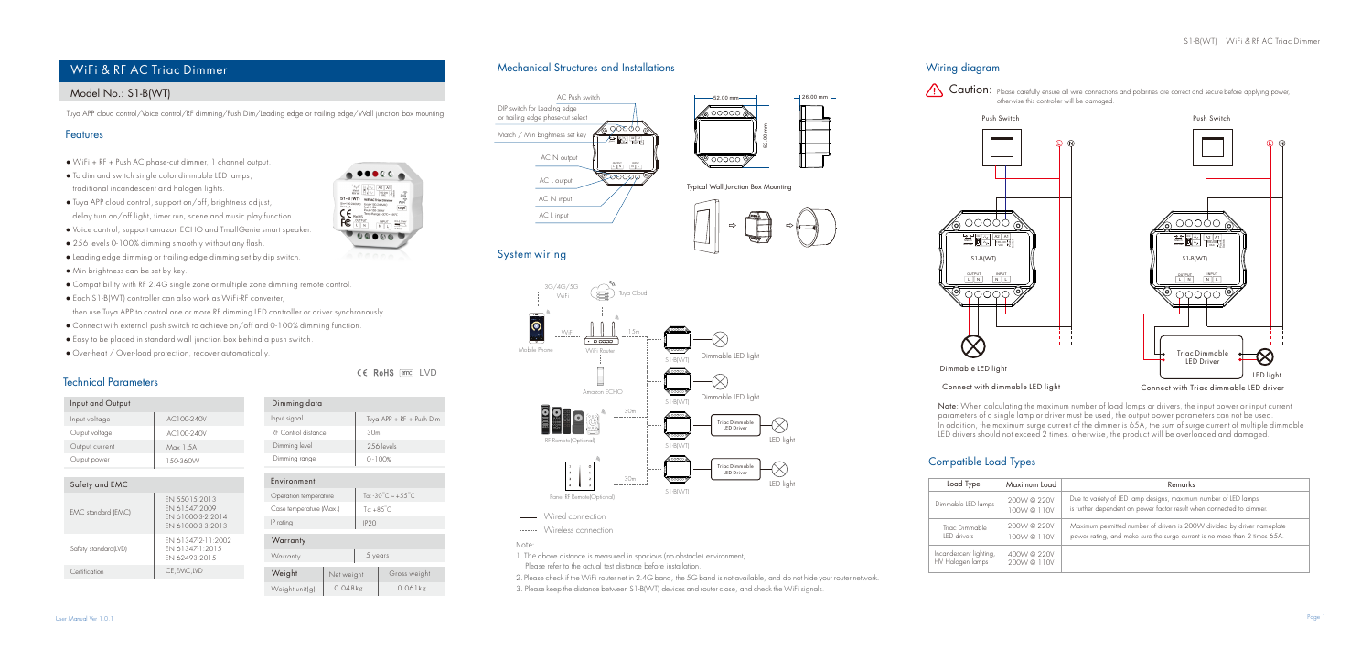# WiFi & RF AC Triac Dimmer

## Model No.: S1-B(WT)

Tuya APP cloud control/Voice control/RF dimming/Push Dim/Leading edge or trailing edge/Wall junction box mounting

### Features

- WiFi + RF + Push AC phase-cut dimmer, 1 channel output.
- To dim and switch single color dimmable LED lamps, traditional incandescent and halogen lights.
- Tuya APP cloud control, support on/off, brightness adjust, delay turn on/off light, timer run, scene and music play function.
- Voice control, support amazon ECHO and TmallGenie smart speaker.
- 256 levels 0-100% dimming smoothly without any flash.
- Leading edge dimming or trailing edge dimming set by dip switch.
- Min brightness can be set by key.
- Compatibility with RF 2.4G single zone or multiple zone dimming remote control.
- Each S1-B(WT) controller can also work as WiFi-RF converter, then use Tuya APP to control one or more RF dimming LED controller or driver synchronously.
- Connect with external push switch to achieve on/off and 0-100% dimming function.
- Easy to be placed in standard wall junction box behind a push switch.
- Over-heat / Over-load protection, recover automatically.

### Technical Parameters

CE RoHS EMC LVD

| Input and Output | |
|---|---|
| Input voltage | AC100-240V |
| Output voltage | AC100-240V |
| Output current | Max 1.5A |
| Output power | 150-360W |

| Safety and EMC | |
|---|---|
| EMC standard (EMC) | EN 55015:2013<br>EN 61547:2009<br>EN 61000-3-2:2014<br>EN 61000-3-3:2013 |
| Safety standard(LVD) | EN 61347-2-11:2002<br>EN 61347-1:2015<br>EN 62493:2015 |
| Certification | CE,EMC,LVD |

| Dimming data | |
|---|---|
| Input signal | Tuya APP + RF + Push Dim |
| RF Control distance | 30m |
| Dimming level | 256 levels |
| Dimming range | 0-100% |

| Environment | |
|---|---|
| Operation temperature | Ta: -30°C ~ +55°C |
| Case temperature (Max.) | Tc: +85°C |
| IP rating | IP20 |

| Warranty | |
|---|---|
| Warranty | 5 years |

| Weight | Net weight | Gross weight |
|---|---|---|
| Weight unit(g) | 0.048kg | 0.061kg |

## Mechanical Structures and Installations

AC Push switch
DIP switch for Leading edge or trailing edge phase-cut select
Match / Min brightness set key
AC N output
AC L output
AC N input
AC L input

52.00 mm
52.00 mm
26.00 mm

Typical Wall Junction Box Mounting

## System wiring

3G/4G/5G WiFi
Tuya Cloud
Mobile Phone
WiFi
WiFi Router
15m
Amazon ECHO
RF Remote(Optional)
30m
Panel RF Remote(Optional)
30m
S1-B(WT)
Dimmable LED light
Triac Dimmable LED Driver
LED light

Wired connection
Wireless connection

Note:

1. The above distance is measured in spacious (no obstacle) environment, Please refer to the actual test distance before installation.
2. Please check if the WiFi router net in 2.4G band, the 5G band is not available, and do not hide your router network.
3. Please keep the distance between S1-B(WT) devices and router close, and check the WiFi signals.

## Wiring diagram

Caution: Please carefully ensure all wire connections and polarities are correct and secure before applying power, otherwise this controller will be damaged.

Push Switch
L N
S1-B(WT)
OUTPUT L N
INPUT N L
Dimmable LED light
Connect with dimmable LED light

Push Switch
L N
S1-B(WT)
Triac Dimmable LED Driver
LED light
Connect with Triac dimmable LED driver

Note: When calculating the maximum number of load lamps or drivers, the input power or input current parameters of a single lamp or driver must be used, the output power parameters can not be used. In addition, the maximum surge current of the dimmer is 65A, the sum of surge current of multiple dimmable LED drivers should not exceed 2 times. otherwise, the product will be overloaded and damaged.

## Compatible Load Types

| Load Type | Maximum Load | Remarks |
|---|---|---|
| Dimmable LED lamps | 200W @ 220V<br>100W @ 110V | Due to variety of LED lamp designs, maximum number of LED lamps is further dependent on power factor result when connected to dimmer. |
| Triac Dimmable LED drivers | 200W @ 220V<br>100W @ 110V | Maximum permitted number of drivers is 200W divided by driver nameplate power rating, and make sure the surge current is no more than 2 times 65A. |
| Incandescent lighting, HV Halogen lamps | 400W @ 220V<br>200W @ 110V | |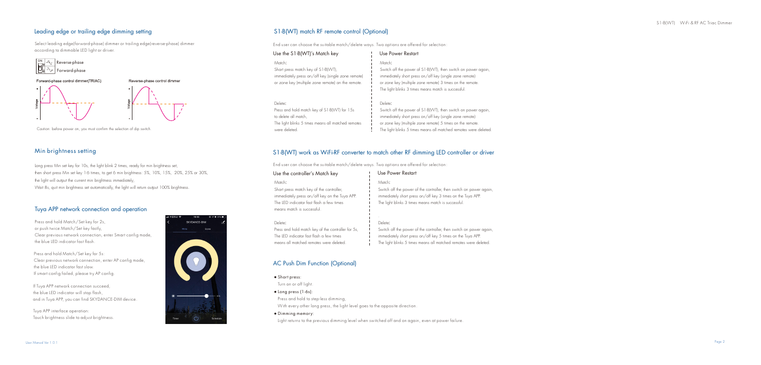## Leading edge or trailing edge dimming setting

Select leading edge(forward-phase) dimmer or trailing edge(reverse-phase) dimmer according to dimmable LED light or driver.

ON
Reverse-phase
Forward-phase

Forward-phase control dimmer(TRIAC)

Reverse-phase control dimmer

Voltage

Voltage

Caution: before power on, you must confirm the selection of dip switch.

## Min brightness setting

Long press Min set key for 10s, the light blink 2 times, ready for min brightness set, then short press Min set key 1-6 times, to get 6 min brightness: 5%, 10%, 15%, 20%, 25% or 30%, the light will output the current min brightness immediately,
Wait 8s, quit min brightness set automatically, the light will return output 100% brightness.

## Tuya APP network connection and operation

Press and hold Match/Set key for 2s,
or push twice Match/Set key fastly,
Clear previous network connection, enter Smart config mode,
the blue LED indicator fast flash.

Press and hold Match/Set key for 5s:
Clear previous network connection, enter AP config mode,
the blue LED indicator fast slow.
If smart config failed, please try AP config.

If Tuya APP network connection succeed,
the blue LED indicator will stop flash,
and in Tuya APP, you can find SKYDANCE-DIM device.

Tuya APP interface operation:
Touch brightness slide to adjust brightness.

## S1-B(WT) match RF remote control (Optional)

End user can choose the suitable match/delete ways. Two options are offered for selection:

### Use the S1-B(WT)'s Match key

Match:
Short press match key of S1-B(WT),
immediately press on/off key (single zone remote)
or zone key (multiple zone remote) on the remote.

Delete:
Press and hold match key of S1-B(WT) for 15s
to delete all match,
The light blinks 5 times means all matched remotes were deleted.

### Use Power Restart

Match:
Switch off the power of S1-B(WT), then switch on power again,
immediately short press on/off key (single zone remote)
or zone key (multiple zone remote) 3 times on the remote.
The light blinks 3 times means match is successful.

Delete:
Switch off the power of S1-B(WT), then switch on power again,
immediately short press on/off key (single zone remote)
or zone key (multiple zone remote) 5 times on the remote.
The light blinks 5 times means all matched remotes were deleted.

## S1-B(WT) work as WiFi-RF converter to match other RF dimming LED controller or driver

End user can choose the suitable match/delete ways. Two options are offered for selection:

### Use the controller's Match key

Match:
Short press match key of the controller,
immediately press on/off key on the Tuya APP.
The LED indicator fast flash a few times
means match is successful.

Delete:
Press and hold match key of the controller for 5s,
The LED indicator fast flash a few times
means all matched remotes were deleted.

### Use Power Restart

Match:
Switch off the power of the controller, then switch on power again,
immediately short press on/off key 3 times on the Tuya APP.
The light blinks 3 times means match is successful.

Delete:
Switch off the power of the controller, then switch on power again,
immediately short press on/off key 5 times on the Tuya APP.
The light blinks 5 times means all matched remotes were deleted.

## AC Push Dim Function (Optional)

- Short press:
  Turn on or off light.
- Long press (1-6s):
  Press and hold to step-less dimming,
  With every other long press, the light level goes to the opposite direction.
- Dimming memory:
  Light returns to the previous dimming level when switched off and on again, even at power failure.